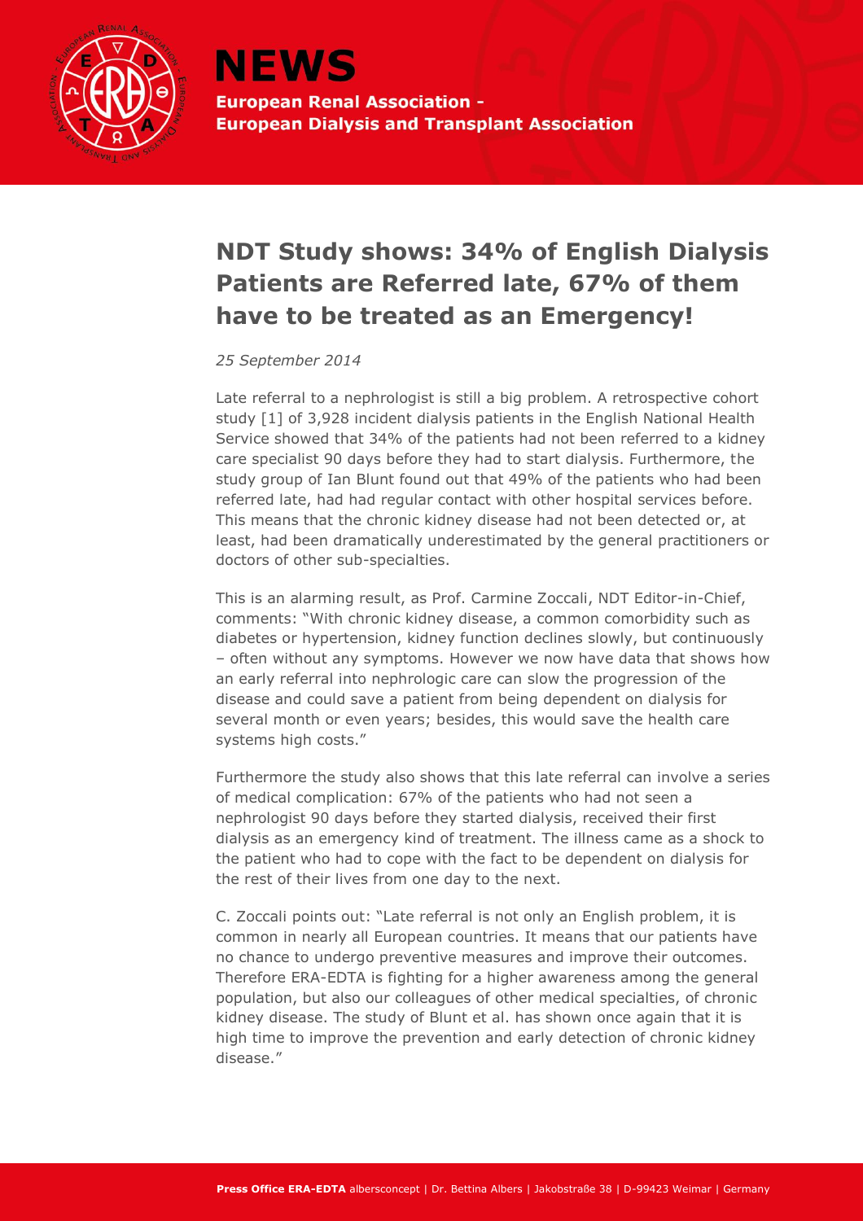# NEWS

**European Renal Association - European Dialysis and Transplant Association**

## NDT Study shows: 34% of English Dialysis Patients are Referred late, 67% of them have to be treated as an Emergency!

*25 September 2014*

Late referral to a nephrologist is still a big problem. A retrospective cohort study [1] of 3,928 incident dialysis patients in the English National Health Service showed that 34% of the patients had not been referred to a kidney care specialist 90 days before they had to start dialysis. Furthermore, the study group of Ian Blunt found out that 49% of the patients who had been referred late, had had regular contact with other hospital services before. This means that the chronic kidney disease had not been detected or, at least, had been dramatically underestimated by the general practitioners or doctors of other sub-specialties.

This is an alarming result, as Prof. Carmine Zoccali, NDT Editor-in-Chief, comments: "With chronic kidney disease, a common comorbidity such as diabetes or hypertension, kidney function declines slowly, but continuously – often without any symptoms. However we now have data that shows how an early referral into nephrologic care can slow the progression of the disease and could save a patient from being dependent on dialysis for several month or even years; besides, this would save the health care systems high costs."

Furthermore the study also shows that this late referral can involve a series of medical complication: 67% of the patients who had not seen a nephrologist 90 days before they started dialysis, received their first dialysis as an emergency kind of treatment. The illness came as a shock to the patient who had to cope with the fact to be dependent on dialysis for the rest of their lives from one day to the next.

C. Zoccali points out: "Late referral is not only an English problem, it is common in nearly all European countries. It means that our patients have no chance to undergo preventive measures and improve their outcomes. Therefore ERA-EDTA is fighting for a higher awareness among the general population, but also our colleagues of other medical specialties, of chronic kidney disease. The study of Blunt et al. has shown once again that it is high time to improve the prevention and early detection of chronic kidney disease."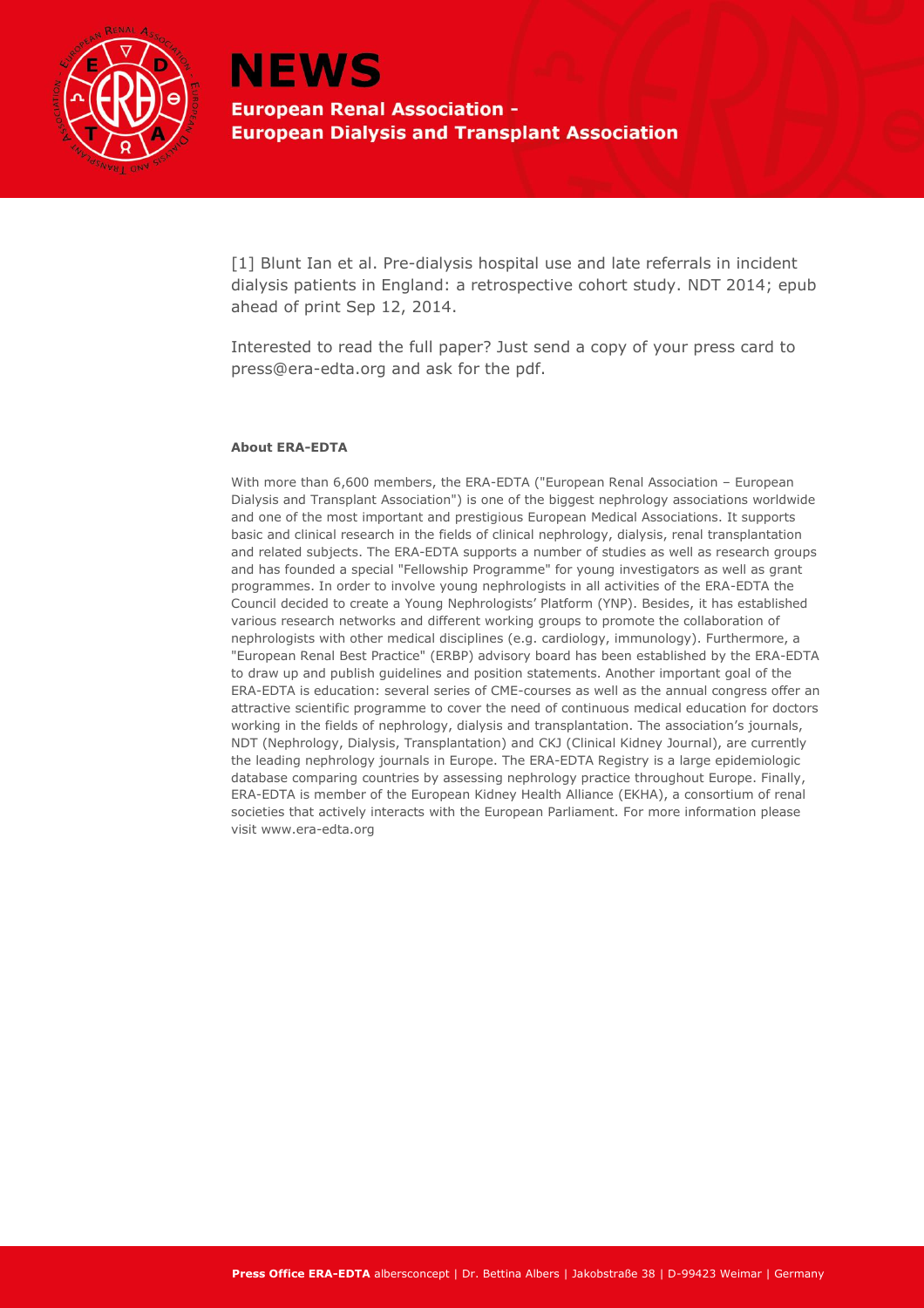[1] Blunt Ian et al. Pre-dialysis hospital use and late referrals in incident dialysis patients in England: a retrospective cohort study. NDT 2014; epub ahead of print Sep 12, 2014.

Interested to read the full paper? Just send a copy of your press card to press@era-edta.org and ask for the pdf.

**About ERA-EDTA**

With more than 6,600 members, the ERA-EDTA ("European Renal Association – European Dialysis and Transplant Association") is one of the biggest nephrology associations worldwide and one of the most important and prestigious European Medical Associations. It supports basic and clinical research in the fields of clinical nephrology, dialysis, renal transplantation and related subjects. The ERA-EDTA supports a number of studies as well as research groups and has founded a special "Fellowship Programme" for young investigators as well as grant programmes. In order to involve young nephrologists in all activities of the ERA-EDTA the Council decided to create a Young Nephrologists' Platform (YNP). Besides, it has established various research networks and different working groups to promote the collaboration of nephrologists with other medical disciplines (e.g. cardiology, immunology). Furthermore, a "European Renal Best Practice" (ERBP) advisory board has been established by the ERA-EDTA to draw up and publish guidelines and position statements. Another important goal of the ERA-EDTA is education: several series of CME-courses as well as the annual congress offer an attractive scientific programme to cover the need of continuous medical education for doctors working in the fields of nephrology, dialysis and transplantation. The association's journals, NDT (Nephrology, Dialysis, Transplantation) and CKJ (Clinical Kidney Journal), are currently the leading nephrology journals in Europe. The ERA-EDTA Registry is a large epidemiologic database comparing countries by assessing nephrology practice throughout Europe. Finally, ERA-EDTA is member of the European Kidney Health Alliance (EKHA), a consortium of renal societies that actively interacts with the European Parliament. For more information please visit www.era-edta.org

**Press Office ERA-EDTA** albersconcept | Dr. Bettina Albers | Jakobstraße 38 | D-99423 Weimar | Germany